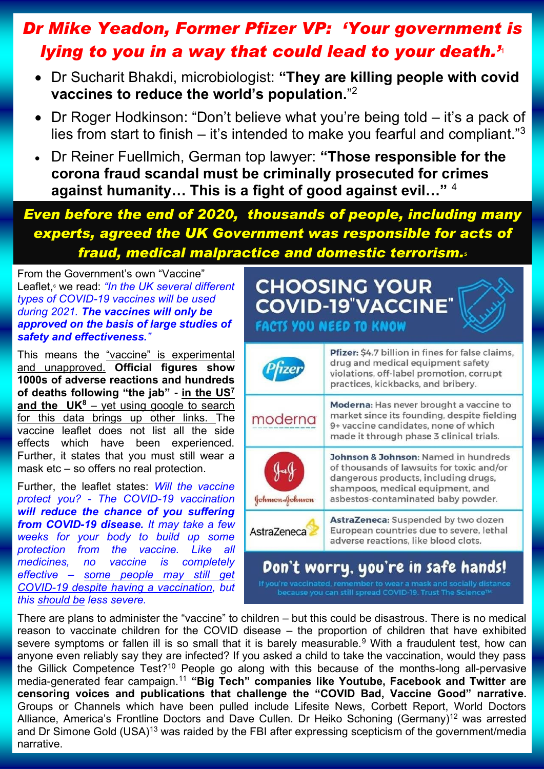# *Dr Mike Yeadon, Former Pfizer VP: 'Your government is lying to you in a way that could lead to your death.'*[1]

- Dr Sucharit Bhakdi, microbiologist: **"They are killing people with covid vaccines to reduce the world's population.**"[2]
- Dr Roger Hodkinson: "Don't believe what you're being told – it's a pack of lies from start to finish – it's intended to make you fearful and compliant."[3]
- Dr Reiner Fuellmich, German top lawyer: **"Those responsible for the corona fraud scandal must be criminally prosecuted for crimes against humanity… This is a fight of good against evil…"** [4]

***Even before the end of 2020, thousands of people, including many experts, agreed the UK Government was responsible for acts of fraud, medical malpractice and domestic terrorism.***[5]

From the Government's own "Vaccine" Leaflet,[6] we read: *"In the UK several different types of COVID-19 vaccines will be used during 2021. **The vaccines will only be approved on the basis of large studies of safety and effectiveness.**"*

This means the "vaccine" is experimental and unapproved. **Official figures show 1000s of adverse reactions and hundreds of deaths following "the jab" - in the US[7] and the UK[8]** – yet using google to search for this data brings up other links. The vaccine leaflet does not list all the side effects which have been experienced. Further, it states that you must still wear a mask etc – so offers no real protection.

Further, the leaflet states: *Will the vaccine protect you? - The COVID-19 vaccination **will reduce the chance of you suffering from COVID-19 disease.** It may take a few weeks for your body to build up some protection from the vaccine. Like all medicines, no vaccine is completely effective – some people may still get COVID-19 despite having a vaccination, but this should be less severe.*

## CHOOSING YOUR COVID-19"VACCINE"

**FACTS YOU NEED TO KNOW**

| | |
|---|---|
| Pfizer | **Pfizer:** $4.7 billion in fines for false claims, drug and medical equipment safety violations, off-label promotion, corrupt practices, kickbacks, and bribery. |
| moderna | **Moderna:** Has never brought a vaccine to market since its founding, despite fielding 9+ vaccine candidates, none of which made it through phase 3 clinical trials. |
| Johnson&Johnson | **Johnson & Johnson:** Named in hundreds of thousands of lawsuits for toxic and/or dangerous products, including drugs, shampoos, medical equipment, and asbestos-contaminated baby powder. |
| AstraZeneca | **AstraZeneca:** Suspended by two dozen European countries due to severe, lethal adverse reactions, like blood clots. |

**Don't worry, you're in safe hands!**

If you're vaccinated, remember to wear a mask and socially distance because you can still spread COVID-19. Trust The Science™

There are plans to administer the "vaccine" to children – but this could be disastrous. There is no medical reason to vaccinate children for the COVID disease – the proportion of children that have exhibited severe symptoms or fallen ill is so small that it is barely measurable.[9] With a fraudulent test, how can anyone even reliably say they are infected? If you asked a child to take the vaccination, would they pass the Gillick Competence Test?[10] People go along with this because of the months-long all-pervasive media-generated fear campaign.[11] **"Big Tech" companies like Youtube, Facebook and Twitter are censoring voices and publications that challenge the "COVID Bad, Vaccine Good" narrative.** Groups or Channels which have been pulled include Lifesite News, Corbett Report, World Doctors Alliance, America's Frontline Doctors and Dave Cullen. Dr Heiko Schoning (Germany)[12] was arrested and Dr Simone Gold (USA)[13] was raided by the FBI after expressing scepticism of the government/media narrative.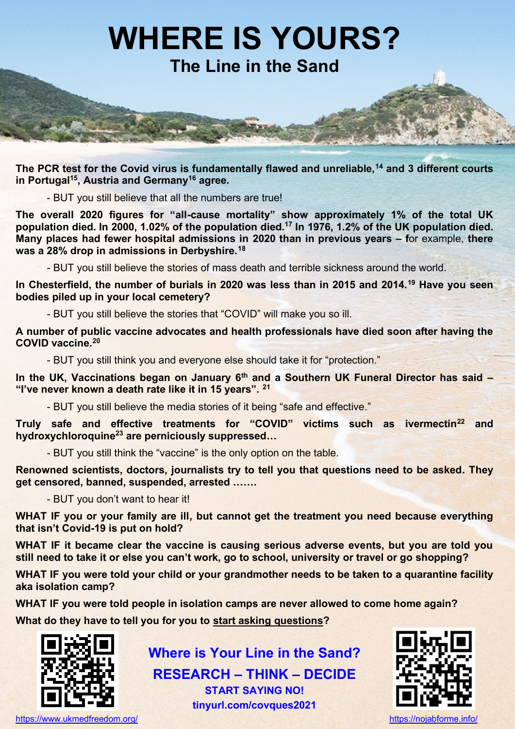# WHERE IS YOURS?

## The Line in the Sand

**The PCR test for the Covid virus is fundamentally flawed and unreliable,[14] and 3 different courts in Portugal[15], Austria and Germany[16] agree.**

- BUT you still believe that all the numbers are true!

**The overall 2020 figures for "all-cause mortality" show approximately 1% of the total UK population died. In 2000, 1.02% of the population died.[17] In 1976, 1.2% of the UK population died. Many places had fewer hospital admissions in 2020 than in previous years – f**or example, **there was a 28% drop in admissions in Derbyshire.[18]**

- BUT you still believe the stories of mass death and terrible sickness around the world.

**In Chesterfield, the number of burials in 2020 was less than in 2015 and 2014.[19] Have you seen bodies piled up in your local cemetery?**

- BUT you still believe the stories that "COVID" will make you so ill.

**A number of public vaccine advocates and health professionals have died soon after having the COVID vaccine.[20]**

- BUT you still think you and everyone else should take it for "protection."

**In the UK, Vaccinations began on January 6th and a Southern UK Funeral Director has said – "I've never known a death rate like it in 15 years". [21]**

- BUT you still believe the media stories of it being "safe and effective."

**Truly safe and effective treatments for "COVID" victims such as ivermectin[22] and hydroxychloroquine[23] are perniciously suppressed…**

- BUT you still think the "vaccine" is the only option on the table.

**Renowned scientists, doctors, journalists try to tell you that questions need to be asked. They get censored, banned, suspended, arrested …….**

- BUT you don't want to hear it!

**WHAT IF you or your family are ill, but cannot get the treatment you need because everything that isn't Covid-19 is put on hold?**

**WHAT IF it became clear the vaccine is causing serious adverse events, but you are told you still need to take it or else you can't work, go to school, university or travel or go shopping?**

**WHAT IF you were told your child or your grandmother needs to be taken to a quarantine facility aka isolation camp?**

**WHAT IF you were told people in isolation camps are never allowed to come home again?**

**What do they have to tell you for you to start asking questions?**

**Where is Your Line in the Sand?**

**RESEARCH – THINK – DECIDE**

**START SAYING NO!**

**tinyurl.com/covques2021**

https://www.ukmedfreedom.org/

https://nojabforme.info/